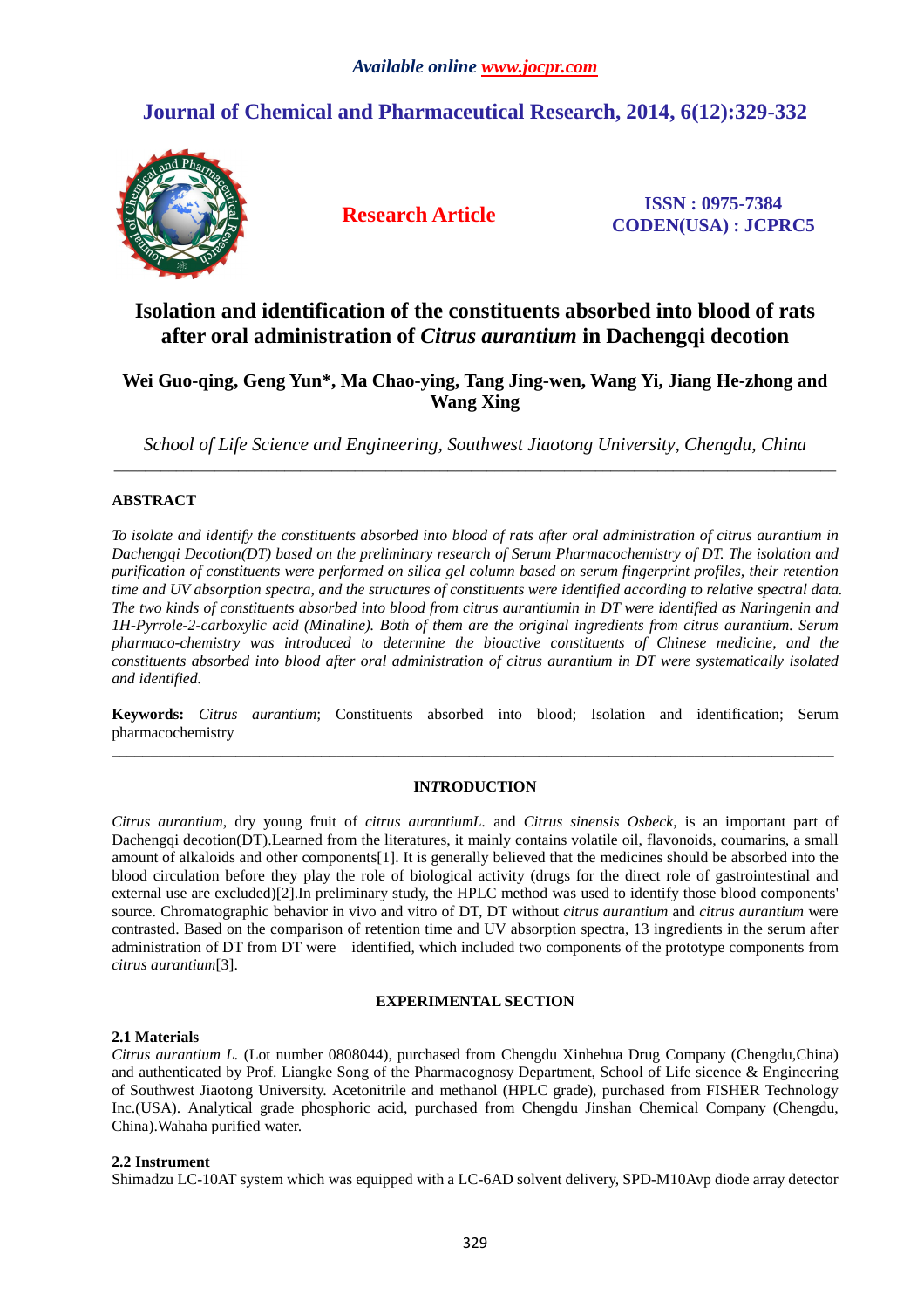*Available online www.jocpr.com*

## Journal of Chemical and Pharmaceutical Research, 2014, 6(12):329-332

**Research Article**

**ISSN : 0975-7384**
**CODEN(USA) : JCPRC5**

# Isolation and identification of the constituents absorbed into blood of rats after oral administration of *Citrus aurantium* in Dachengqi decotion

**Wei Guo-qing, Geng Yun\*, Ma Chao-ying, Tang Jing-wen, Wang Yi, Jiang He-zhong and Wang Xing**

*School of Life Science and Engineering, Southwest Jiaotong University, Chengdu, China*

---

**ABSTRACT**

*To isolate and identify the constituents absorbed into blood of rats after oral administration of citrus aurantium in Dachengqi Decotion(DT) based on the preliminary research of Serum Pharmacochemistry of DT. The isolation and purification of constituents were performed on silica gel column based on serum fingerprint profiles, their retention time and UV absorption spectra, and the structures of constituents were identified according to relative spectral data. The two kinds of constituents absorbed into blood from citrus aurantiumin in DT were identified as Naringenin and 1H-Pyrrole-2-carboxylic acid (Minaline). Both of them are the original ingredients from citrus aurantium. Serum pharmaco-chemistry was introduced to determine the bioactive constituents of Chinese medicine, and the constituents absorbed into blood after oral administration of citrus aurantium in DT were systematically isolated and identified.*

**Keywords:** *Citrus aurantium*; Constituents absorbed into blood; Isolation and identification; Serum pharmacochemistry

---

## INTRODUCTION

*Citrus aurantium*, dry young fruit of *citrus aurantiumL.* and *Citrus sinensis Osbeck*, is an important part of Dachengqi decotion(DT).Learned from the literatures, it mainly contains volatile oil, flavonoids, coumarins, a small amount of alkaloids and other components[1]. It is generally believed that the medicines should be absorbed into the blood circulation before they play the role of biological activity (drugs for the direct role of gastrointestinal and external use are excluded)[2].In preliminary study, the HPLC method was used to identify those blood components' source. Chromatographic behavior in vivo and vitro of DT, DT without *citrus aurantium* and *citrus aurantium* were contrasted. Based on the comparison of retention time and UV absorption spectra, 13 ingredients in the serum after administration of DT from DT were identified, which included two components of the prototype components from *citrus aurantium*[3].

## EXPERIMENTAL SECTION

### 2.1 Materials

*Citrus aurantium L.* (Lot number 0808044), purchased from Chengdu Xinhehua Drug Company (Chengdu,China) and authenticated by Prof. Liangke Song of the Pharmacognosy Department, School of Life sicence & Engineering of Southwest Jiaotong University. Acetonitrile and methanol (HPLC grade), purchased from FISHER Technology Inc.(USA). Analytical grade phosphoric acid, purchased from Chengdu Jinshan Chemical Company (Chengdu, China).Wahaha purified water.

### 2.2 Instrument

Shimadzu LC-10AT system which was equipped with a LC-6AD solvent delivery, SPD-M10Avp diode array detector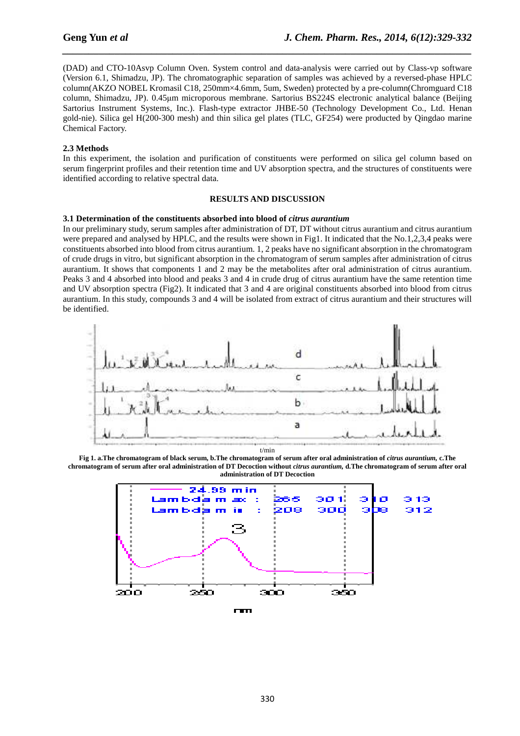(DAD) and CTO-10Asvp Column Oven. System control and data-analysis were carried out by Class-vp software (Version 6.1, Shimadzu, JP). The chromatographic separation of samples was achieved by a reversed-phase HPLC column(AKZO NOBEL Kromasil C18, 250mm×4.6mm, 5um, Sweden) protected by a pre-column(Chromguard C18 column, Shimadzu, JP). 0.45μm microporous membrane. Sartorius BS224S electronic analytical balance (Beijing Sartorius Instrument Systems, Inc.). Flash-type extractor JHBE-50 (Technology Development Co., Ltd. Henan gold-nie). Silica gel H(200-300 mesh) and thin silica gel plates (TLC, GF254) were producted by Qingdao marine Chemical Factory.

**2.3 Methods**

In this experiment, the isolation and purification of constituents were performed on silica gel column based on serum fingerprint profiles and their retention time and UV absorption spectra, and the structures of constituents were identified according to relative spectral data.

## RESULTS AND DISCUSSION

**3.1 Determination of the constituents absorbed into blood of *citrus aurantium***

In our preliminary study, serum samples after administration of DT, DT without citrus aurantium and citrus aurantium were prepared and analysed by HPLC, and the results were shown in Fig1. It indicated that the No.1,2,3,4 peaks were constituents absorbed into blood from citrus aurantium. 1, 2 peaks have no significant absorption in the chromatogram of crude drugs in vitro, but significant absorption in the chromatogram of serum samples after administration of citrus aurantium. It shows that components 1 and 2 may be the metabolites after oral administration of citrus aurantium. Peaks 3 and 4 absorbed into blood and peaks 3 and 4 in crude drug of citrus aurantium have the same retention time and UV absorption spectra (Fig2). It indicated that 3 and 4 are original constituents absorbed into blood from citrus aurantium. In this study, compounds 3 and 4 will be isolated from extract of citrus aurantium and their structures will be identified.

**Fig 1. a.The chromatogram of black serum, b.The chromatogram of serum after oral administration of *citrus aurantium,* c.The chromatogram of serum after oral administration of DT Decoction without *citrus aurantium,* d.The chromatogram of serum after oral administration of DT Decoction**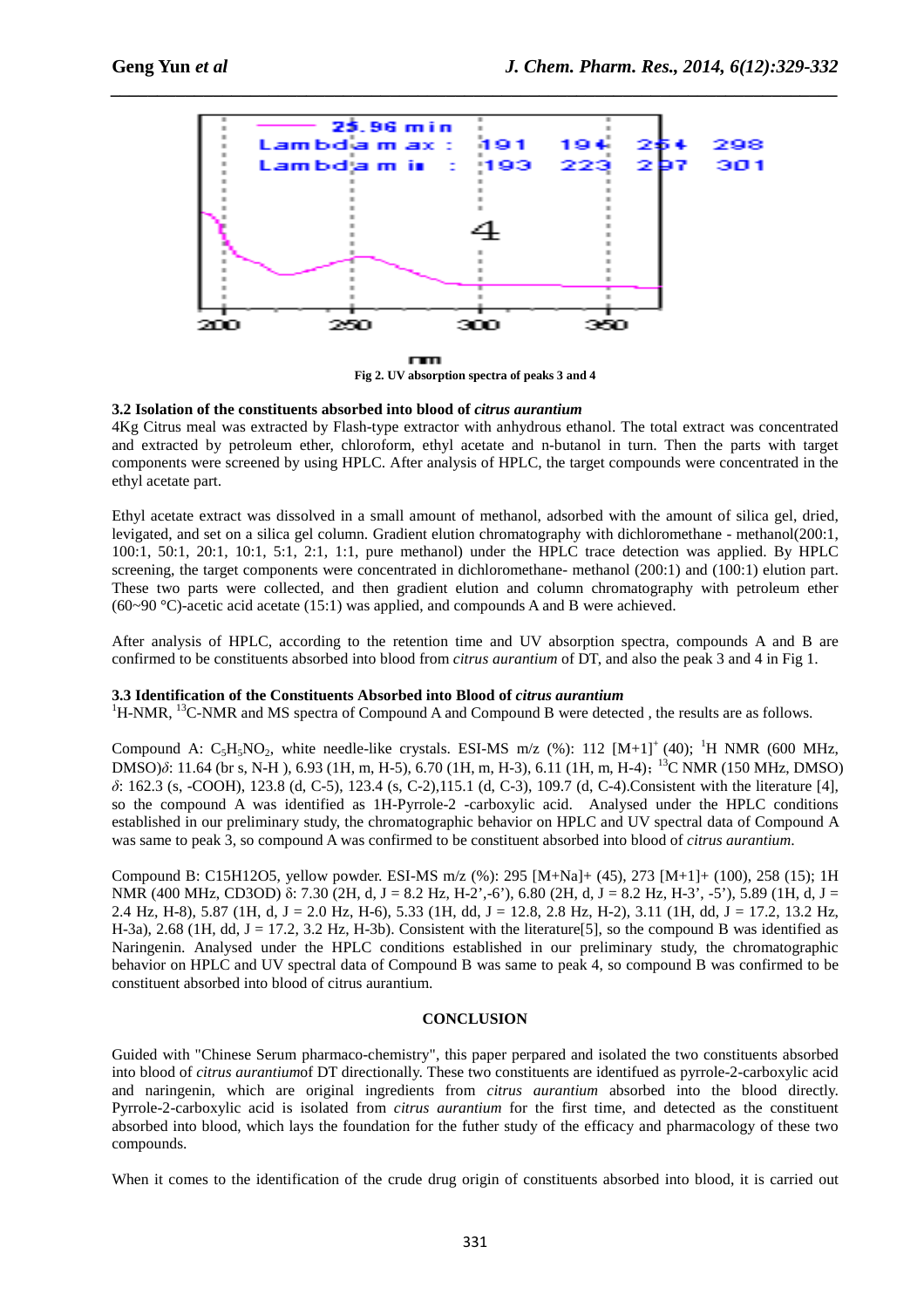Fig 2. UV absorption spectra of peaks 3 and 4

### 3.2 Isolation of the constituents absorbed into blood of *citrus aurantium*

4Kg Citrus meal was extracted by Flash-type extractor with anhydrous ethanol. The total extract was concentrated and extracted by petroleum ether, chloroform, ethyl acetate and n-butanol in turn. Then the parts with target components were screened by using HPLC. After analysis of HPLC, the target compounds were concentrated in the ethyl acetate part.

Ethyl acetate extract was dissolved in a small amount of methanol, adsorbed with the amount of silica gel, dried, levigated, and set on a silica gel column. Gradient elution chromatography with dichloromethane - methanol(200:1, 100:1, 50:1, 20:1, 10:1, 5:1, 2:1, 1:1, pure methanol) under the HPLC trace detection was applied. By HPLC screening, the target components were concentrated in dichloromethane- methanol (200:1) and (100:1) elution part. These two parts were collected, and then gradient elution and column chromatography with petroleum ether (60~90 °C)-acetic acid acetate (15:1) was applied, and compounds A and B were achieved.

After analysis of HPLC, according to the retention time and UV absorption spectra, compounds A and B are confirmed to be constituents absorbed into blood from *citrus aurantium* of DT, and also the peak 3 and 4 in Fig 1.

### 3.3 Identification of the Constituents Absorbed into Blood of *citrus aurantium*

$^1$H-NMR, $^{13}$C-NMR and MS spectra of Compound A and Compound B were detected , the results are as follows.

Compound A: $C_5H_5NO_2$, white needle-like crystals. ESI-MS m/z (%): 112 $[M+1]^+$ (40); $^1$H NMR (600 MHz, DMSO)$\delta$: 11.64 (br s, N-H ), 6.93 (1H, m, H-5), 6.70 (1H, m, H-3), 6.11 (1H, m, H-4)；$^{13}$C NMR (150 MHz, DMSO) $\delta$: 162.3 (s, -COOH), 123.8 (d, C-5), 123.4 (s, C-2),115.1 (d, C-3), 109.7 (d, C-4).Consistent with the literature [4], so the compound A was identified as 1H-Pyrrole-2 -carboxylic acid. Analysed under the HPLC conditions established in our preliminary study, the chromatographic behavior on HPLC and UV spectral data of Compound A was same to peak 3, so compound A was confirmed to be constituent absorbed into blood of *citrus aurantium*.

Compound B: $C_{15}H_{12}O_5$, yellow powder. ESI-MS m/z (%): 295 [M+Na]+ (45), 273 [M+1]+ (100), 258 (15); 1H NMR (400 MHz, CD3OD) δ: 7.30 (2H, d, J = 8.2 Hz, H-2',-6'), 6.80 (2H, d, J = 8.2 Hz, H-3', -5'), 5.89 (1H, d, J = 2.4 Hz, H-8), 5.87 (1H, d, J = 2.0 Hz, H-6), 5.33 (1H, dd, J = 12.8, 2.8 Hz, H-2), 3.11 (1H, dd, J = 17.2, 13.2 Hz, H-3a), 2.68 (1H, dd, J = 17.2, 3.2 Hz, H-3b). Consistent with the literature[5], so the compound B was identified as Naringenin. Analysed under the HPLC conditions established in our preliminary study, the chromatographic behavior on HPLC and UV spectral data of Compound B was same to peak 4, so compound B was confirmed to be constituent absorbed into blood of citrus aurantium.

## CONCLUSION

Guided with "Chinese Serum pharmaco-chemistry", this paper perpared and isolated the two constituents absorbed into blood of *citrus aurantium*of DT directionally. These two constituents are identifued as pyrrole-2-carboxylic acid and naringenin, which are original ingredients from *citrus aurantium* absorbed into the blood directly. Pyrrole-2-carboxylic acid is isolated from *citrus aurantium* for the first time, and detected as the constituent absorbed into blood, which lays the foundation for the futher study of the efficacy and pharmacology of these two compounds.

When it comes to the identification of the crude drug origin of constituents absorbed into blood, it is carried out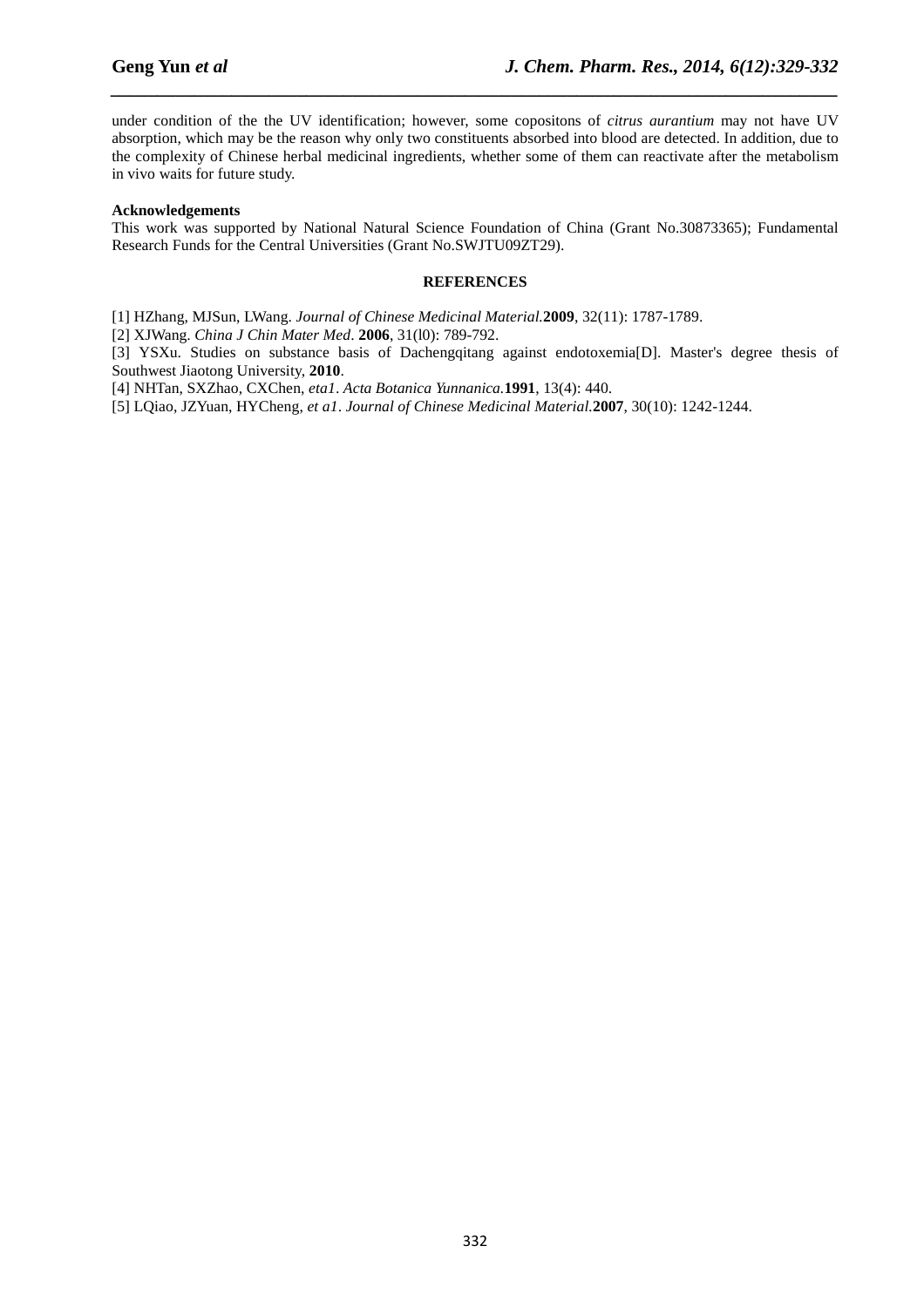under condition of the the UV identification; however, some copositons of *citrus aurantium* may not have UV absorption, which may be the reason why only two constituents absorbed into blood are detected. In addition, due to the complexity of Chinese herbal medicinal ingredients, whether some of them can reactivate after the metabolism in vivo waits for future study.

**Acknowledgements**

This work was supported by National Natural Science Foundation of China (Grant No.30873365); Fundamental Research Funds for the Central Universities (Grant No.SWJTU09ZT29).

## REFERENCES

[1] HZhang, MJSun, LWang. *Journal of Chinese Medicinal Material.***2009**, 32(11): 1787-1789.

[2] XJWang. *China J Chin Mater Med*. **2006**, 31(l0): 789-792.

[3] YSXu. Studies on substance basis of Dachengqitang against endotoxemia[D]. Master's degree thesis of Southwest Jiaotong University, **2010**.

[4] NHTan, SXZhao, CXChen, *eta1*. *Acta Botanica Yunnanica.***1991**, 13(4): 440.

[5] LQiao, JZYuan, HYCheng, *et a1*. *Journal of Chinese Medicinal Material.***2007**, 30(10): 1242-1244.